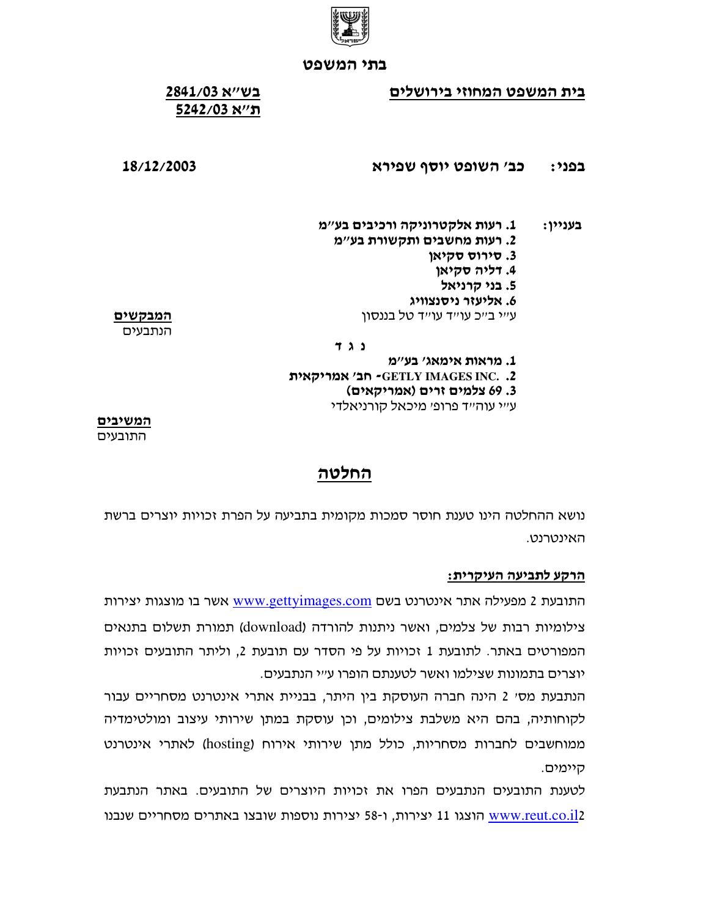**בתי המשפט**

**בית המשפט המחוזי בירושלים**

**בש"א 2841/03**
**ת"א 5242/03**

**בפני: כב' השופט יוסף שפירא**

**18/12/2003**

**בעניין:**

1. **רעות אלקטרוניקה ורכיבים בע"מ**
2. **רעות מחשבים ותקשורת בע"מ**
3. **סירוס סקיאן**
4. **דליה סקיאן**
5. **בני קרניאל**
6. **אליעזר ניסנצוויג**

ע"י ב"כ עו"ד עו"ד טל בננסון

**המבקשים**
הנתבעים

**נ ג ד**

1. **מראות אימאג' בע"מ**
2. **GETLY IMAGES INC. - חב' אמריקאית**
3. **69 צלמים זרים (אמריקאים)**

ע"י עוה"ד פרופ' מיכאל קורניאלדי

**המשיבים**
התובעים

# החלטה

נושא ההחלטה הינו טענת חוסר סמכות מקומית בתביעה על הפרת זכויות יוצרים ברשת האינטרנט.

**הרקע לתביעה העיקרית:**

התובעת 2 מפעילה אתר אינטרנט בשם www.gettyimages.com אשר בו מוצגות יצירות צילומיות רבות של צלמים, ואשר ניתנות להורדה (download) תמורת תשלום בתנאים המפורטים באתר. לתובעת 1 זכויות על פי הסדר עם תובעת 2, וליתר התובעים זכויות יוצרים בתמונות שצילמו ואשר לטענתם הופרו ע"י הנתבעים.

הנתבעת מס' 2 הינה חברה העוסקת בין היתר, בבניית אתרי אינטרנט מסחריים עבור לקוחותיה, בהם היא משלבת צילומים, וכן עוסקת במתן שירותי עיצוב ומולטימדיה ממוחשבים לחברות מסחריות, כולל מתן שירותי אירוח (hosting) לאתרי אינטרנט קיימים.

לטענת התובעים הנתבעים הפרו את זכויות היוצרים של התובעים. באתר הנתבעת 2 www.reut.co.il הוצגו 11 יצירות, ו-58 יצירות נוספות שובצו באתרים מסחריים שנבנו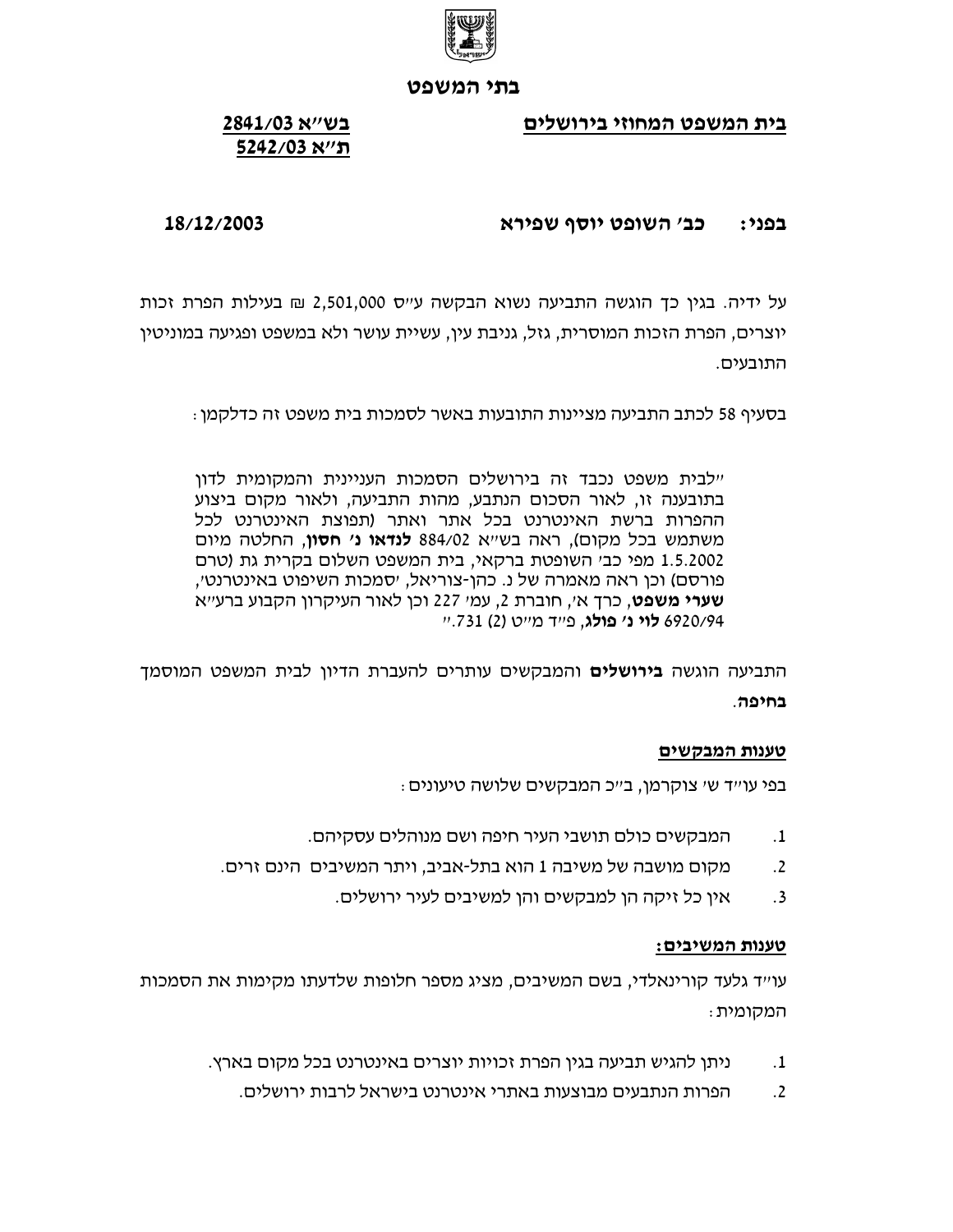בתי המשפט

**בית המשפט המחוזי בירושלים**

**בש"א 2841/03**
**ת"א 5242/03**

**בפני: כב' השופט יוסף שפירא**

**18/12/2003**

על ידיה. בגין כך הוגשה התביעה נשוא הבקשה ע"ס 2,501,000 ₪ בעילות הפרת זכות יוצרים, הפרת הזכות המוסרית, גזל, גניבת עין, עשיית עושר ולא במשפט ופגיעה במוניטין התובעים.

בסעיף 58 לכתב התביעה מציינות התובעות באשר לסמכות בית משפט זה כדלקמן:

> "לבית משפט נכבד זה בירושלים הסמכות העניינית והמקומית לדון בתובענה זו, לאור הסכום הנתבע, מהות התביעה, ולאור מקום ביצוע ההפרות ברשת האינטרנט בכל אתר ואתר (תפוצת האינטרנט לכל משתמש בכל מקום), ראה בש"א 884/02 **לנדאו נ' חסון**, החלטה מיום 1.5.2002 מפי כב' השופטת ברקאי, בית המשפט השלום בקרית גת (טרם פורסם) וכן ראה מאמרה של נ. כהן-צוריאל, 'סמכות השיפוט באינטרנט', **שערי משפט**, כרך א', חוברת 2, עמ' 227 וכן לאור העיקרון הקבוע ברע"א 6920/94 **לוי נ' פולג**, פ"ד מ"ט (2) 731."

התביעה הוגשה **בירושלים** והמבקשים עותרים להעברת הדיון לבית המשפט המוסמך **בחיפה**.

**טענות המבקשים**

בפי עו"ד ש' צוקרמן, ב"כ המבקשים שלושה טיעונים:

1. המבקשים כולם תושבי העיר חיפה ושם מנוהלים עסקיהם.
2. מקום מושבה של משיבה 1 הוא בתל-אביב, ויתר המשיבים הינם זרים.
3. אין כל זיקה הן למבקשים והן למשיבים לעיר ירושלים.

**טענות המשיבים:**

עו"ד גלעד קורינאלדי, בשם המשיבים, מציג מספר חלופות שלדעתו מקימות את הסמכות המקומית:

1. ניתן להגיש תביעה בגין הפרת זכויות יוצרים באינטרנט בכל מקום בארץ.
2. הפרות הנתבעים מבוצעות באתרי אינטרנט בישראל לרבות ירושלים.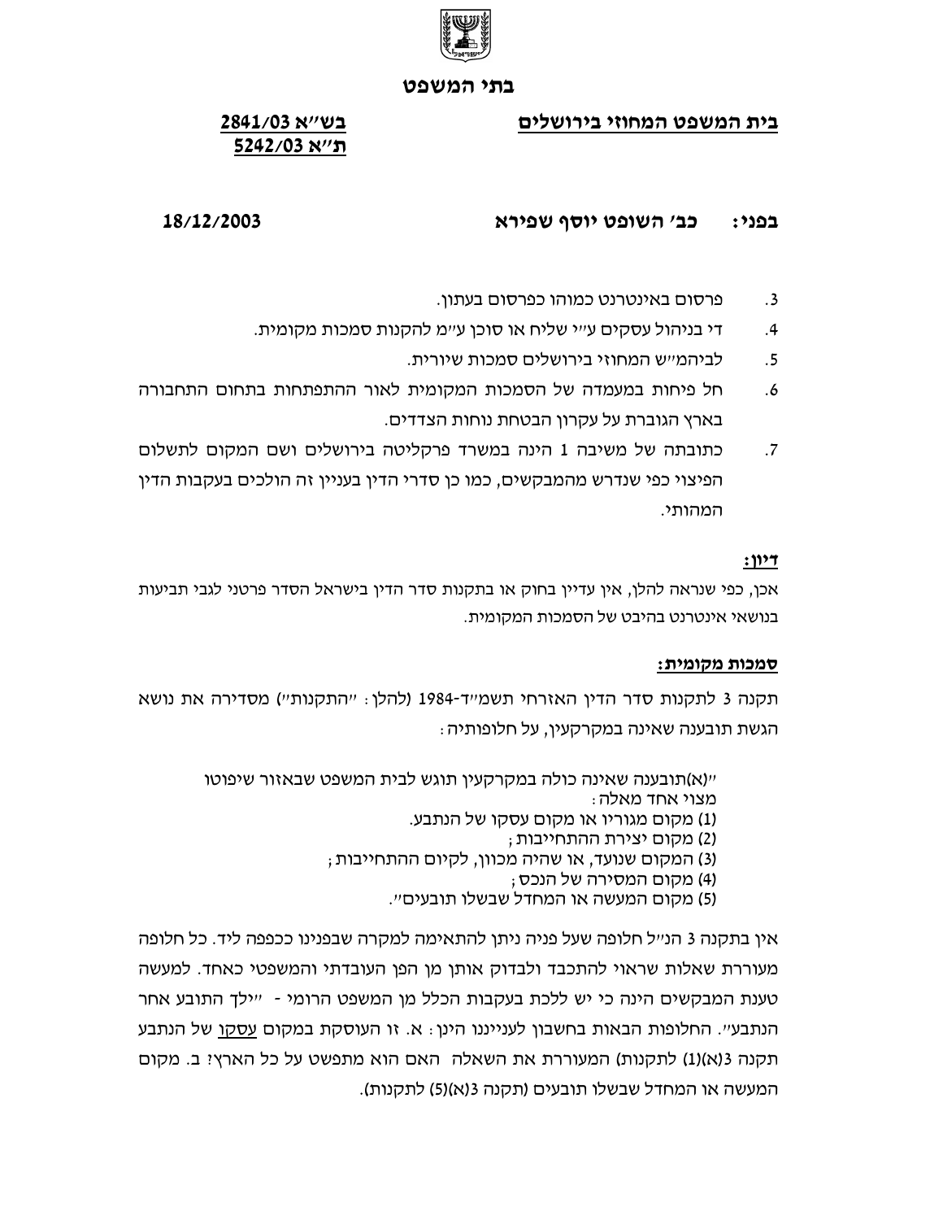בתי המשפט

**בית המשפט המחוזי בירושלים**

**בש"א 2841/03**
**ת"א 5242/03**

**בפני: כב' השופט יוסף שפירא** **18/12/2003**

3. פרסום באינטרנט כמוהו כפרסום בעתון.
4. די בניהול עסקים ע"י שליח או סוכן ע"מ להקנות סמכות מקומית.
5. לביהמ"ש המחוזי בירושלים סמכות שיורית.
6. חל פיחות במעמדה של הסמכות המקומית לאור ההתפתחות בתחום התחבורה בארץ הגוברת על עקרון הבטחת נוחות הצדדים.
7. כתובתה של משיבה 1 הינה במשרד פרקליטה בירושלים ושם המקום לתשלום הפיצוי כפי שנדרש מהמבקשים, כמו כן סדרי הדין בעניין זה הולכים בעקבות הדין המהותי.

**דיון:**

אכן, כפי שנראה להלן, אין עדיין בחוק או בתקנות סדר הדין בישראל הסדר פרטני לגבי תביעות בנושאי אינטרנט בהיבט של הסמכות המקומית.

**סמכות מקומית:**

תקנה 3 לתקנות סדר הדין האזרחי תשמ"ד-1984 (להלן: "התקנות") מסדירה את נושא הגשת תובענה שאינה במקרקעין, על חלופותיה:

> "(א)תובענה שאינה כולה במקרקעין תוגש לבית המשפט שבאזור שיפוטו מצוי אחד מאלה:
> (1) מקום מגוריו או מקום עסקו של הנתבע.
> (2) מקום יצירת ההתחייבות;
> (3) המקום שנועד, או שהיה מכוון, לקיום ההתחייבות;
> (4) מקום המסירה של הנכס;
> (5) מקום המעשה או המחדל שבשלו תובעים".

אין בתקנה 3 הנ"ל חלופה שעל פניה ניתן להתאימה למקרה שבפנינו ככפפה ליד. כל חלופה מעוררת שאלות שראוי להתכבד ולבדוק אותן מן הפן העובדתי והמשפטי כאחד. למעשה טענת המבקשים הינה כי יש ללכת בעקבות הכלל מן המשפט הרומי - "ילך התובע אחר הנתבע". החלופות הבאות בחשבון לענייננו הינן: א. זו העוסקת במקום <u>עסקו</u> של הנתבע תקנה 3(א)(1) לתקנות) המעוררת את השאלה האם הוא מתפשט על כל הארץ? ב. מקום המעשה או המחדל שבשלו תובעים (תקנה 3(א)(5) לתקנות).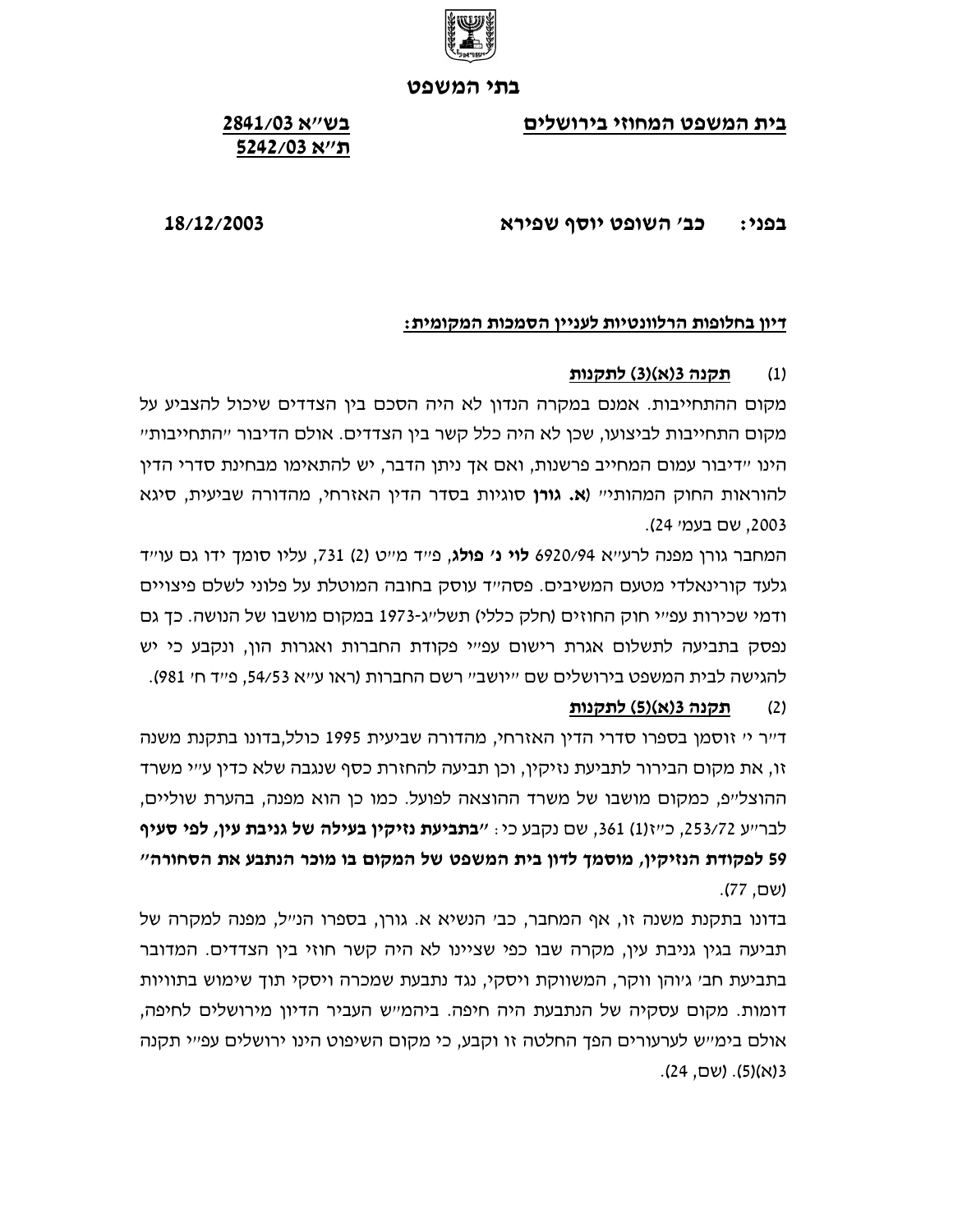**בתי המשפט**

**בית המשפט המחוזי בירושלים**

**בש"א 2841/03**
**ת"א 5242/03**

**בפני: כב' השופט יוסף שפירא**

**18/12/2003**

**דיון בחלופות הרלוונטיות לעניין הסמכות המקומית:**

(1) **תקנה 3(א)(3) לתקנות**

מקום ההתחייבות. אמנם במקרה הנדון לא היה הסכם בין הצדדים שיכול להצביע על מקום התחייבות לביצועו, שכן לא היה כלל קשר בין הצדדים. אולם הדיבור "התחייבות" הינו "דיבור עמום המחייב פרשנות, ואם אך ניתן הדבר, יש להתאימו מבחינת סדרי הדין להוראות החוק המהותי" (**א. גורן** סוגיות בסדר הדין האזרחי, מהדורה שביעית, סיגא 2003, שם בעמ' 24).

המחבר גורן מפנה לרע"א 6920/94 **לוי נ' פולג**, פ"ד מ"ט (2) 731, עליו סומך ידו גם עו"ד גלעד קורינאלדי מטעם המשיבים. פסה"ד עוסק בחובה המוטלת על פלוני לשלם פיצויים ודמי שכירות עפ"י חוק החוזים (חלק כללי) תשל"ג-1973 במקום מושבו של הנושה. כך גם נפסק בתביעה לתשלום אגרת רישום עפ"י פקודת החברות ואגרות הון, ונקבע כי יש להגישה לבית המשפט בירושלים שם "יושב" רשם החברות (ראו ע"א 54/53, פ"ד ח' 981).

(2) **תקנה 3(א)(5) לתקנות**

ד"ר י' זוסמן בספרו סדרי הדין האזרחי, מהדורה שביעית 1995 כולל,בדונו בתקנת משנה זו, את מקום הבירור לתביעת נזיקין, וכן תביעה להחזרת כסף שנגבה שלא כדין ע"י משרד ההוצל"פ, כמקום מושבו של משרד ההוצאה לפועל. כמו כן הוא מפנה, בהערת שוליים, לבר"ע 253/72, כ"ז(1) 361, שם נקבע כי: **"בתביעת נזיקין בעילה של גניבת עין, לפי סעיף 59 לפקודת הנזיקין, מוסמך לדון בית המשפט של המקום בו מוכר הנתבע את הסחורה"** (שם, 77).

בדונו בתקנת משנה זו, אף המחבר, כב' הנשיא א. גורן, בספרו הנ"ל, מפנה למקרה של תביעה בגין גניבת עין, מקרה שבו כפי שציינו לא היה קשר חוזי בין הצדדים. המדובר בתביעת חב' ג'והן ווקר, המשווקת ויסקי, נגד נתבעת שמכרה ויסקי תוך שימוש בתוויות דומות. מקום עסקיה של הנתבעת היה חיפה. ביהמ"ש העביר הדיון מירושלים לחיפה, אולם בימ"ש לערעורים הפך החלטה זו וקבע, כי מקום השיפוט הינו ירושלים עפ"י תקנה 3(א)(5). (שם, 24).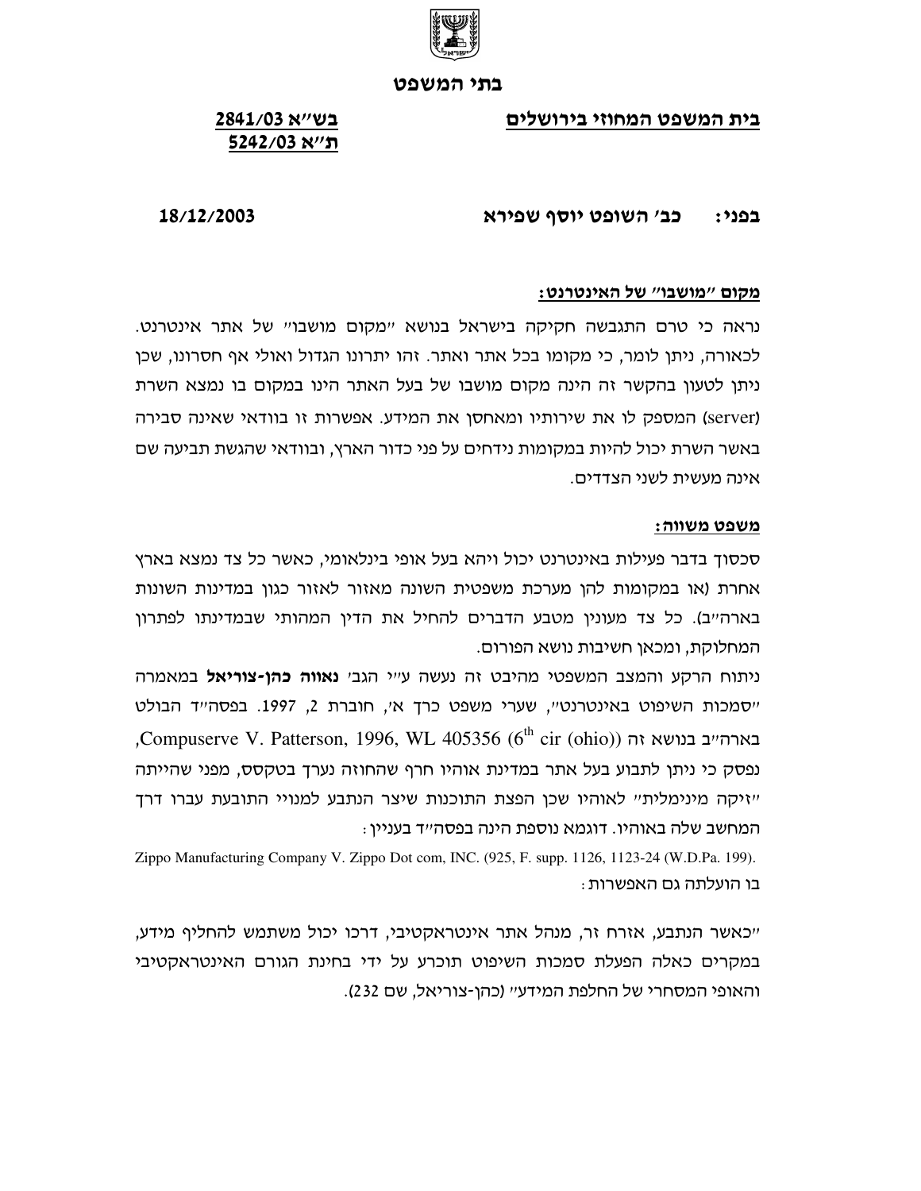בתי המשפט

**בית המשפט המחוזי בירושלים**

**בש"א 2841/03**
**ת"א 5242/03**

**בפני: כב' השופט יוסף שפירא** 18/12/2003

**מקום "מושבו" של האינטרנט:**

נראה כי טרם התגבשה חקיקה בישראל בנושא "מקום מושבו" של אתר אינטרנט. לכאורה, ניתן לומר, כי מקומו בכל אתר ואתר. זהו יתרונו הגדול ואולי אף חסרונו, שכן ניתן לטעון בהקשר זה הינה מקום מושבו של בעל האתר הינו במקום בו נמצא השרת (server) המספק לו את שירותיו ומאחסן את המידע. אפשרות זו בוודאי שאינה סבירה באשר השרת יכול להיות במקומות נידחים על פני כדור הארץ, ובוודאי שהגשת תביעה שם אינה מעשית לשני הצדדים.

**משפט משווה:**

סכסוך בדבר פעילות באינטרנט יכול ויהא בעל אופי בינלאומי, כאשר כל צד נמצא בארץ אחרת (או במקומות להן מערכת משפטית השונה מאזור לאזור כגון במדינות השונות בארה"ב). כל צד מעונין מטבע הדברים להחיל את הדין המהותי שבמדינתו לפתרון המחלוקת, ומכאן חשיבות נושא הפורום.

ניתוח הרקע והמצב המשפטי מהיבט זה נעשה ע"י הגב' **נאווה כהן-צוריאל** במאמרה "סמכות השיפוט באינטרנט", שערי משפט כרך א', חוברת 2, 1997. בפסה"ד הבולט בארה"ב בנושא זה (Compuserve V. Patterson, 1996, WL 405356 (6th cir (ohio)), נפסק כי ניתן לתבוע בעל אתר במדינת אוהיו חרף שהחוזה נערך בטקסס, מפני שהייתה "זיקה מינימלית" לאוהיו שכן הפצת התוכנות שיצר הנתבע למנויי התובעת עברו דרך המחשב שלה באוהיו. דוגמא נוספת הינה בפסה"ד בעניין:

Zippo Manufacturing Company V. Zippo Dot com, INC. (925, F. supp. 1126, 1123-24 (W.D.Pa. 199).

בו הועלתה גם האפשרות:

"כאשר הנתבע, אזרח זר, מנהל אתר אינטראקטיבי, דרכו יכול משתמש להחליף מידע, במקרים כאלה הפעלת סמכות השיפוט תוכרע על ידי בחינת הגורם האינטראקטיבי והאופי המסחרי של החלפת המידע" (כהן-צוריאל, שם 232).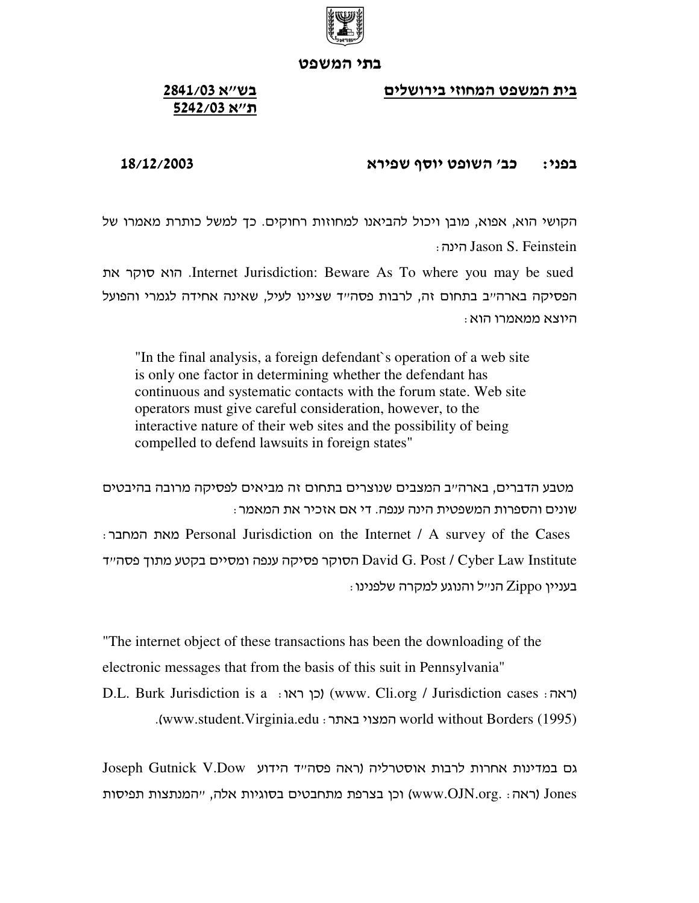**בתי המשפט**

**בית המשפט המחוזי בירושלים** | **בש"א 2841/03**
**ת"א 5242/03**

**בפני: כב' השופט יוסף שפירא** | **18/12/2003**

הקושי הוא, אפוא, מובן ויכול להביאנו למחוזות רחוקים. כך למשל כותרת מאמרו של Jason S. Feinstein הינה:

Internet Jurisdiction: Beware As To where you may be sued. הוא סוקר את הפסיקה בארה"ב בתחום זה, לרבות פסה"ד שציינו לעיל, שאינה אחידה לגמרי והפועל היוצא ממאמרו הוא:

> "In the final analysis, a foreign defendant`s operation of a web site is only one factor in determining whether the defendant has continuous and systematic contacts with the forum state. Web site operators must give careful consideration, however, to the interactive nature of their web sites and the possibility of being compelled to defend lawsuits in foreign states"

מטבע הדברים, בארה"ב המצבים שנוצרים בתחום זה מביאים לפסיקה מרובה בהיבטים שונים והספרות המשפטית הינה ענפה. די אם אזכיר את המאמר:

Personal Jurisdiction on the Internet / A survey of the Cases מאת המחבר: David G. Post / Cyber Law Institute הסוקר פסיקה ענפה ומסיים בקטע מתוך פסה"ד בעניין Zippo הנ"ל והנוגע למקרה שלפנינו:

"The internet object of these transactions has been the downloading of the electronic messages that from the basis of this suit in Pennsylvania"

(ראה: www. Cli.org / Jurisdiction cases) (כן ראו: D.L. Burk Jurisdiction is a world without Borders (1995) המצוי באתר: www.student.Virginia.edu).

גם במדינות אחרות לרבות אוסטרליה (ראה פסה"ד הידוע Joseph Gutnick V.Dow Jones (ראה: www.OJN.org.) וכן בצרפת מתחבטים בסוגיות אלה, "המנתצות תפיסות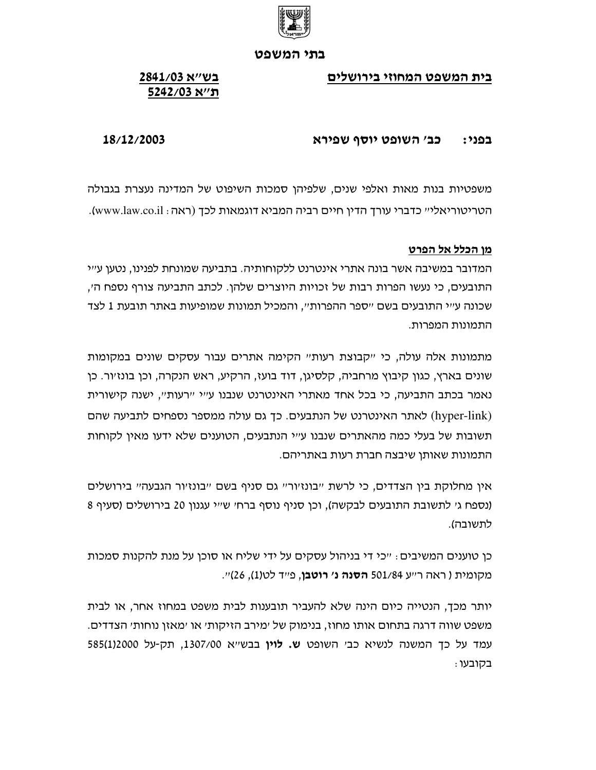בתי המשפט

**בית המשפט המחוזי בירושלים**

**בש"א 2841/03**
**ת"א 5242/03**

**בפני: כב' השופט יוסף שפירא**

**18/12/2003**

משפטיות בנות מאות ואלפי שנים, שלפיהן סמכות השיפוט של המדינה נעצרת בגבולה הטריטוריאלי" כדברי עורך הדין חיים רביה המביא דוגמאות לכך (ראה: www.law.co.il).

**מן הכלל אל הפרט**

המדובר במשיבה אשר בונה אתרי אינטרנט ללקוחותיה. בתביעה שמונחת לפנינו, נטען ע"י התובעים, כי נעשו הפרות רבות של זכויות היוצרים שלהן. לכתב התביעה צורף נספח ה', שכונה ע"י התובעים בשם "ספר ההפרות", והמכיל תמונות שמופיעות באתר תובעת 1 לצד התמונות המפרות.

מתמונות אלה עולה, כי "קבוצת רעות" הקימה אתרים עבור עסקים שונים במקומות שונים בארץ, כגון קיבוץ מרחביה, קלסיגן, דוד בועז, הרקיע, ראש הנקרה, וכן בונז'ור. כן נאמר בכתב התביעה, כי בכל אחד מאתרי האינטרנט שנבנו ע"י "רעות", ישנה קישורית (hyper-link) לאתר האינטרנט של הנתבעים. כך גם עולה ממספר נספחים לתביעה שהם תשובות של בעלי כמה מהאתרים שנבנו ע"י הנתבעים, הטוענים שלא ידעו מאין לקוחות התמונות שאותן שיבצה חברת רעות באתריהם.

אין מחלוקת בין הצדדים, כי לרשת "בונז'ור" גם סניף בשם "בונז'ור הגבעה" בירושלים (נספח ג' לתשובת התובעים לבקשה), וכן סניף נוסף ברח' ש"י עגנון 20 בירושלים (סעיף 8 לתשובה).

כן טוענים המשיבים: "כי די בניהול עסקים על ידי שליח או סוכן על מנת להקנות סמכות מקומית ( ראה ר"ע 501/84 **הסנה נ' רוטבן**, פ"ד לט(1), 26)".

יותר מכך, הנטייה כיום הינה שלא להעביר תובענות לבית משפט במחוז אחר, או לבית משפט שווה דרגה בתחום אותו מחוז, בנימוק של 'מירב הזיקות' או 'מאזן נוחות' הצדדים. עמד על כך המשנה לנשיא כב' השופט **ש. לוין** בבש"א 1307/00, תק-על 585(1)2000 בקובעו: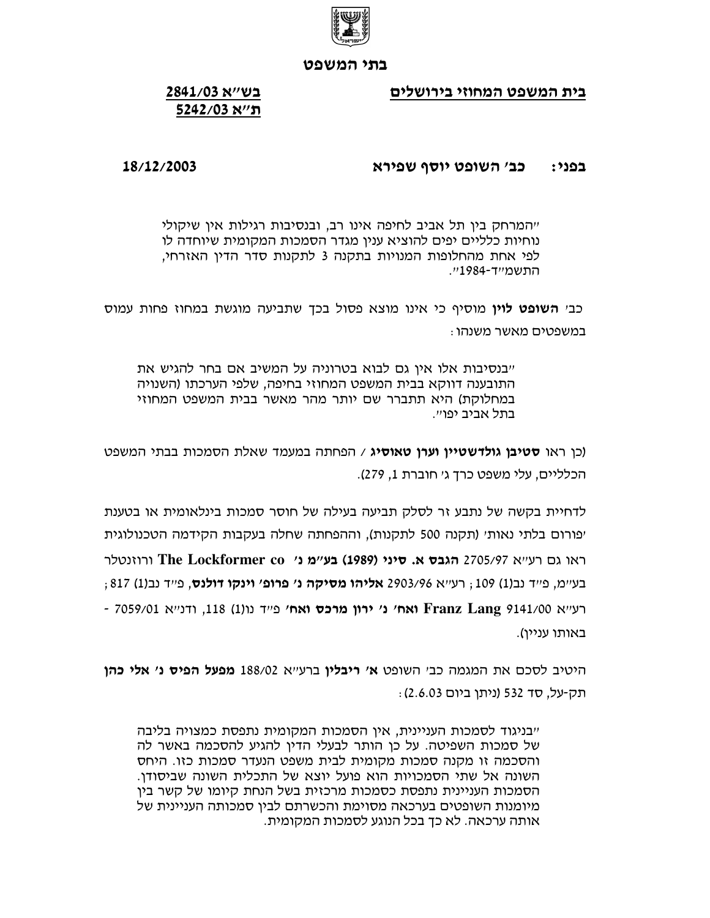**בתי המשפט**

**בית המשפט המחוזי בירושלים**

**בש"א 2841/03**
**ת"א 5242/03**

**בפני: כב' השופט יוסף שפירא**

**18/12/2003**

> "המרחק בין תל אביב לחיפה אינו רב, ובנסיבות רגילות אין שיקולי נוחיות כלליים יפים להוציא ענין מגדר הסמכות המקומית שיוחדה לו לפי אחת מהחלופות המנויות בתקנה 3 לתקנות סדר הדין האזרחי, התשמ"ד-1984".

כב' **השופט לוין** מוסיף כי אינו מוצא פסול בכך שתביעה מוגשת במחוז פחות עמוס במשפטים מאשר משנהו:

> "בנסיבות אלו אין גם לבוא בטרוניה על המשיב אם בחר להגיש את התובענה דווקא בבית המשפט המחוזי בחיפה, שלפי הערכתו (השנויה במחלוקת) היא תתברר שם יותר מהר מאשר בבית המשפט המחוזי בתל אביב יפו".

(כן ראו **סטיבן גולדשטיין וערן טאוסיג** / הפחתה במעמד שאלת הסמכות בבתי המשפט הכלליים, עלי משפט כרך ג' חוברת 1, 279).

לדחיית בקשה של נתבע זר לסלק תביעה בעילה של חוסר סמכות בינלאומית או בטענת 'פורום בלתי נאות' (תקנה 500 לתקנות), וההפחתה שחלה בעקבות הקידמה הטכנולוגית ראו גם רע"א 2705/97 **הגבס א. סיני (1989) בע"מ נ' The Lockformer co** ורוזנטלר בע"מ, פ"ד נב(1) 109; רע"א 2903/96 **אליהו מסיקה נ' פרופ' וינקו דולנס**, פ"ד נב(1) 817; רע"א 9141/00 **Franz Lang ואח' נ' ירון מרכס ואח'** פ"ד נו(1) 118, ודנ"א 7059/01 - באותו עניין).

היטיב לסכם את המגמה כב' השופט **א' ריבלין** ברע"א 188/02 **מפעל הפיס נ' אלי כהן** תק-על, סד 532 (ניתן ביום 2.6.03):

> "בניגוד לסמכות העניינית, אין הסמכות המקומית נתפסת כמצויה בליבה של סמכות השפיטה. על כן הותר לבעלי הדין להגיע להסכמה באשר לה והסכמה זו מקנה סמכות מקומית לבית משפט הנעדר סמכות כזו. היחס השונה אל שתי הסמכויות הוא פועל יוצא של התכלית השונה שביסודן. הסמכות העניינית נתפסת כסמכות מרכזית בשל הנחת קיומו של קשר בין מיומנות השופטים בערכאה מסוימת והכשרתם לבין סמכותה העניינית של אותה ערכאה. לא כך בכל הנוגע לסמכות המקומית.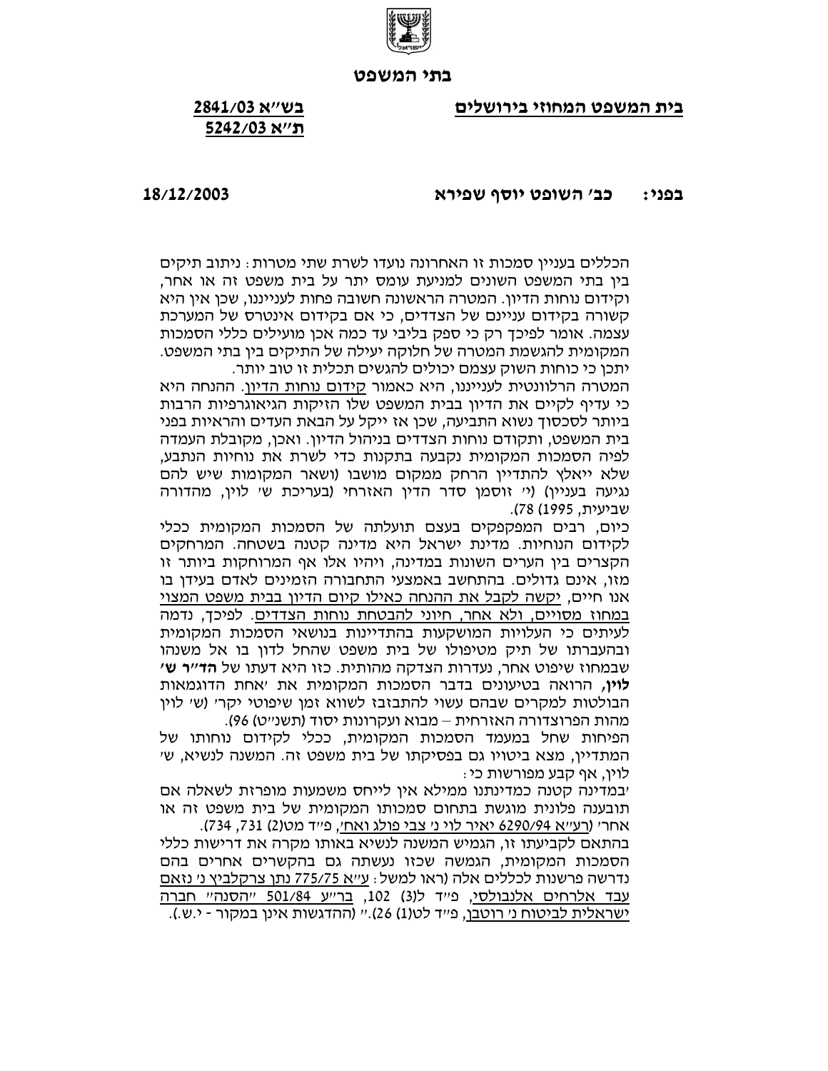**בתי המשפט**

**<u>בית המשפט המחוזי בירושלים</u>**

**<u>בש"א 2841/03</u>**
**<u>ת"א 5242/03</u>**

**בפני: כב' השופט יוסף שפירא** **18/12/2003**

הכללים בעניין סמכות זו האחרונה נועדו לשרת שתי מטרות: ניתוב תיקים בין בתי המשפט השונים למניעת עומס יתר על בית משפט זה או אחר, וקידום נוחות הדיון. המטרה הראשונה חשובה פחות לענייננו, שכן אין היא קשורה בקידום עניינם של הצדדים, כי אם בקידום אינטרס של המערכת עצמה. אומר לפיכך רק כי ספק בליבי עד כמה אכן מועילים כללי הסמכות המקומית להגשמת המטרה של חלוקה יעילה של התיקים בין בתי המשפט. יתכן כי כוחות השוק עצמם יכולים להגשים תכלית זו טוב יותר.

המטרה הרלוונטית לענייננו, היא כאמור <u>קידום נוחות הדיון</u>. ההנחה היא כי עדיף לקיים את הדיון בבית המשפט שלו הזיקות הגיאוגרפיות הרבות ביותר לסכסוך נשוא התביעה, שכן אז ייקל על הבאת העדים והראיות בפני בית המשפט, ותקודם נוחות הצדדים בניהול הדיון. ואכן, מקובלת העמדה לפיה הסמכות המקומית נקבעה בתקנות כדי לשרת את נוחיות הנתבע, שלא ייאלץ להתדיין הרחק ממקום מושבו (ושאר המקומות שיש להם נגיעה בעניין) (י' זוסמן סדר הדין האזרחי (בעריכת ש' לוין, מהדורה שביעית, 1995) 78).

כיום, רבים המפקפקים בעצם תועלתה של הסמכות המקומית ככלי לקידום הנוחיות. מדינת ישראל היא מדינה קטנה בשטחה. המרחקים הקצרים בין הערים השונות במדינה, ויהיו אלו אף המרוחקות ביותר זו מזו, אינם גדולים. בהתחשב באמצעי התחבורה הזמינים לאדם בעידן בו אנו חיים, <u>יקשה לקבל את ההנחה כאילו קיום הדיון בבית משפט המצוי במחוז מסויים, ולא אחר, חיוני להבטחת נוחות הצדדים</u>. לפיכך, נדמה לעיתים כי העלויות המושקעות בהתדיינות בנושאי הסמכות המקומית ובהעברתו של תיק מטיפולו של בית משפט שהחל לדון בו אל משנהו שבמחוז שיפוט אחר, נעדרות הצדקה מהותית. כזו היא דעתו של **הד"ר ש' לוין,** הרואה בטיעונים בדבר הסמכות המקומית את 'אחת הדוגמאות הבולטות למקרים שבהם עשוי להתבזבז לשווא זמן שיפוטי יקר' (ש' לוין מהות הפרוצדורה האזרחית – מבוא ועקרונות יסוד (תשנ"ט) 96).

הפיחות שחל במעמד הסמכות המקומית, ככלי לקידום נוחותו של המתדיין, מצא ביטויו גם בפסיקתו של בית משפט זה. המשנה לנשיא, ש' לוין, אף קבע מפורשות כי:

'במדינה קטנה כמדינתנו ממילא אין לייחס משמעות מופרזת לשאלה אם תובענה פלונית מוגשת בתחום סמכותו המקומית של בית משפט זה או אחר' (<u>רע"א 6290/94 יאיר לוי נ' צבי פולג ואח'</u>, פ"ד מט(2) 731, 734).

בהתאם לקביעתו זו, הגמיש המשנה לנשיא באותו מקרה את דרישות כללי הסמכות המקומית, הגמשה שכזו נעשתה גם בהקשרים אחרים בהם נדרשה פרשנות לכללים אלה (ראו למשל: <u>ע"א 775/75 נתן צרקלביץ נ' נזאם עבד אלרחים אלנבולסי</u>, פ"ד ל(3) 102, <u>בר"ע 501/84 "הסנה" חברה ישראלית לביטוח נ' רוטבן</u>, פ"ד לט(1) 26)." (ההדגשות אינן במקור - י.ש.).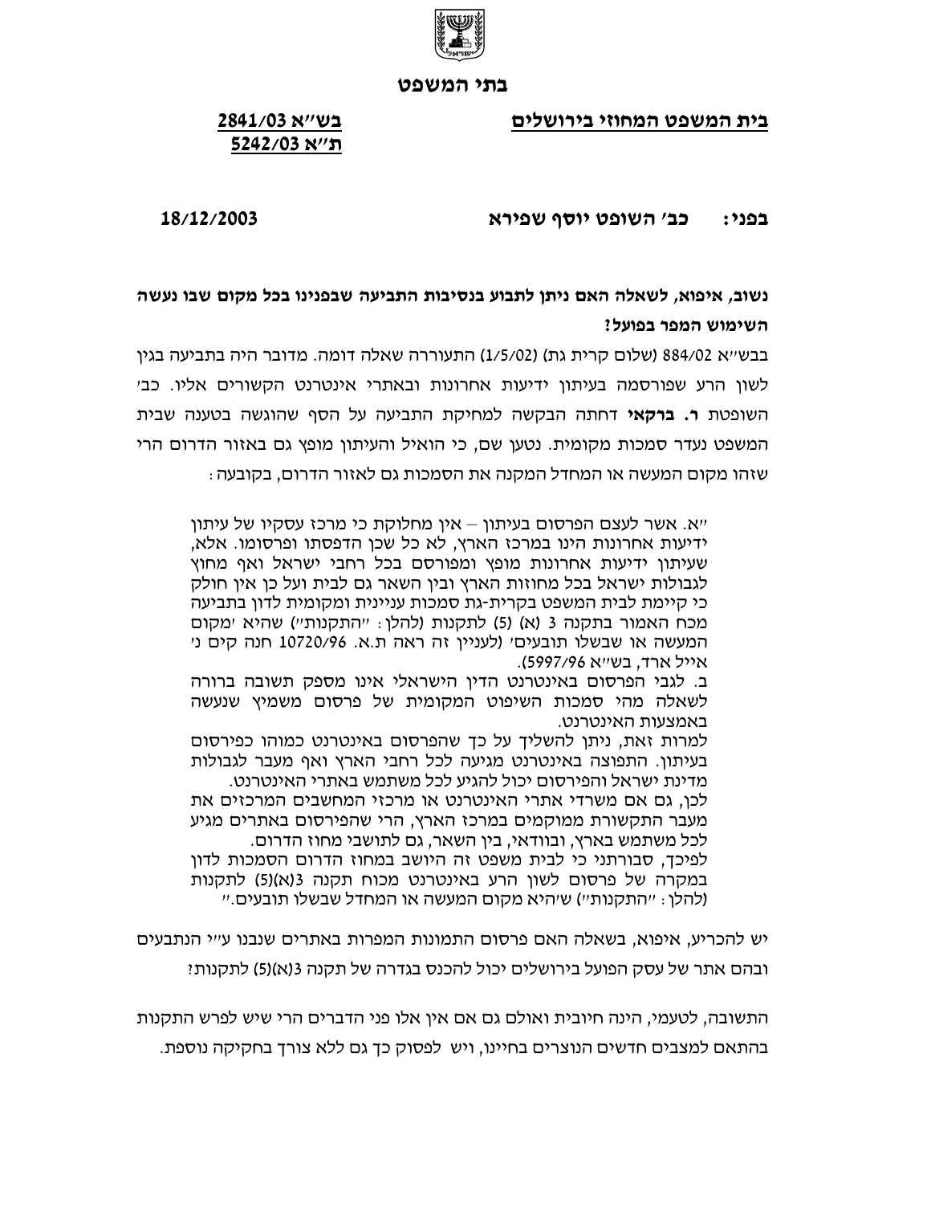**בתי המשפט**

**בית המשפט המחוזי בירושלים**

**בש"א 2841/03**
**ת"א 5242/03**

**בפני: כב' השופט יוסף שפירא**

**18/12/2003**

**נשוב, איפוא, לשאלה האם ניתן לתבוע בנסיבות התביעה שבפנינו בכל מקום שבו נעשה השימוש המפר בפועל?**

בבש"א 884/02 (שלום קרית גת) (1/5/02) התעוררה שאלה דומה. מדובר היה בתביעה בגין לשון הרע שפורסמה בעיתון ידיעות אחרונות ובאתרי אינטרנט הקשורים אליו. כב' השופטת **ר. ברקאי** דחתה הבקשה למחיקת התביעה על הסף שהוגשה בטענה שבית המשפט נעדר סמכות מקומית. נטען שם, כי הואיל והעיתון מופץ גם באזור הדרום הרי שזהו מקום המעשה או המחדל המקנה את הסמכות גם לאזור הדרום, בקובעה:

> "א. אשר לעצם הפרסום בעיתון – אין מחלוקת כי מרכז עסקיו של עיתון ידיעות אחרונות הינו במרכז הארץ, לא כל שכן הדפסתו ופרסומו. אלא, שעיתון ידיעות אחרונות מופץ ומפורסם בכל רחבי ישראל ואף מחוץ לגבולות ישראל בכל מחוזות הארץ ובין השאר גם לבית ועל כן אין חולק כי קיימת לבית המשפט בקרית-גת סמכות עניינית ומקומית לדון בתביעה מכח האמור בתקנה 3 (א) (5) לתקנות (להלן: "התקנות") שהיא 'מקום המעשה או שבשלו תובעים' (לעניין זה ראה ת.א. 10720/96 חנה קים נ' אייל ארד, בש"א 5997/96).
> ב. לגבי הפרסום באינטרנט הדין הישראלי אינו מספק תשובה ברורה לשאלה מהי סמכות השיפוט המקומית של פרסום משמיץ שנעשה באמצעות האינטרנט.
> למרות זאת, ניתן להשליך על כך שהפרסום באינטרנט כמוהו כפירסום בעיתון. התפוצה באינטרנט מגיעה לכל רחבי הארץ ואף מעבר לגבולות מדינת ישראל והפירסום יכול להגיע לכל משתמש באתרי האינטרנט.
> לכן, גם אם משרדי אתרי האינטרנט או מרכזי המחשבים המרכזים את מעבר התקשורת ממוקמים במרכז הארץ, הרי שהפירסום באתרים מגיע לכל משתמש בארץ, ובוודאי, בין השאר, גם לתושבי מחוז הדרום.
> לפיכך, סבורתני כי לבית משפט זה היושב במחוז הדרום הסמכות לדון במקרה של פרסום לשון הרע באינטרנט מכוח תקנה 3(א)(5) לתקנות (להלן: "התקנות") ש'היא מקום המעשה או המחדל שבשלו תובעים."

יש להכריע, איפוא, בשאלה האם פרסום התמונות המפרות באתרים שנבנו ע"י הנתבעים ובהם אתר של עסק הפועל בירושלים יכול להכנס בגדרה של תקנה 3(א)(5) לתקנות?

התשובה, לטעמי, הינה חיובית ואולם גם אם אין אלו פני הדברים הרי שיש לפרש התקנות בהתאם למצבים חדשים הנוצרים בחיינו, ויש לפסוק כך גם ללא צורך בחקיקה נוספת.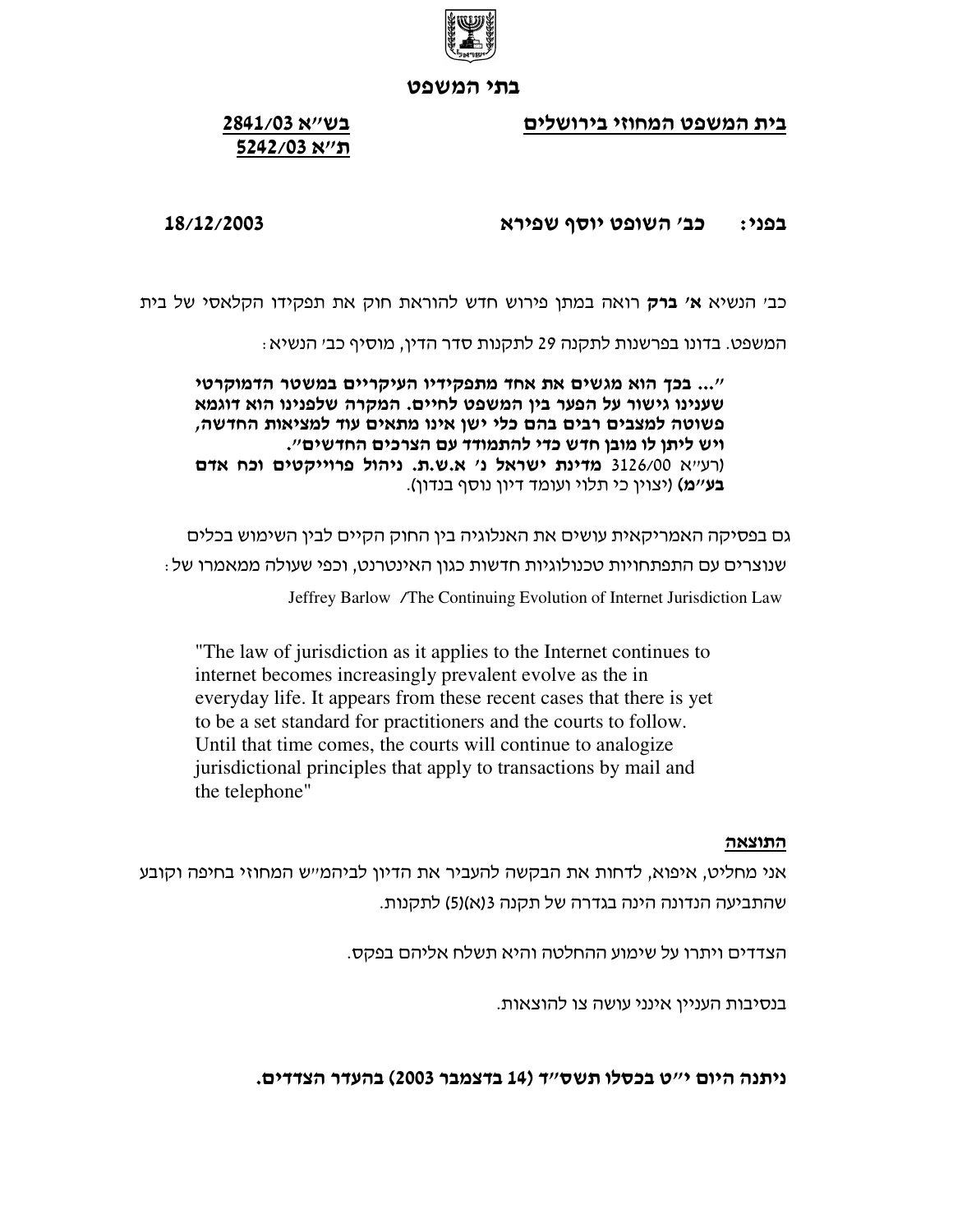**בתי המשפט**

**בית המשפט המחוזי בירושלים**

**בש"א 2841/03**
**ת"א 5242/03**

**בפני: כב' השופט יוסף שפירא** **18/12/2003**

כב' הנשיא **א' ברק** רואה במתן פירוש חדש להוראת חוק את תפקידו הקלאסי של בית המשפט. בדונו בפרשנות לתקנה 29 לתקנות סדר הדין, מוסיף כב' הנשיא:

> **"... בכך הוא מגשים את אחד מתפקידיו העיקריים במשטר הדמוקרטי שענינו גישור על הפער בין המשפט לחיים. המקרה שלפנינו הוא דוגמא פשוטה למצבים רבים בהם כלי ישן אינו מתאים עוד למציאות החדשה, ויש ליתן לו מובן חדש כדי להתמודד עם הצרכים החדשים".**
> (רע"א 3126/00 **מדינת ישראל נ' א.ש.ת. ניהול פרוייקטים וכח אדם בע"מ**) (יצוין כי תלוי ועומד דיון נוסף בנדון).

גם בפסיקה האמריקאית עושים את האנלוגיה בין החוק הקיים לבין השימוש בכלים שנוצרים עם התפתחויות טכנולוגיות חדשות כגון האינטרנט, וכפי שעולה ממאמרו של:

Jeffrey Barlow /The Continuing Evolution of Internet Jurisdiction Law

> "The law of jurisdiction as it applies to the Internet continues to internet becomes increasingly prevalent evolve as the in everyday life. It appears from these recent cases that there is yet to be a set standard for practitioners and the courts to follow. Until that time comes, the courts will continue to analogize jurisdictional principles that apply to transactions by mail and the telephone"

**התוצאה**

אני מחליט, איפוא, לדחות את הבקשה להעביר את הדיון לביהמ"ש המחוזי בחיפה וקובע שהתביעה הנדונה הינה בגדרה של תקנה 3(א)(5) לתקנות.

הצדדים ויתרו על שימוע ההחלטה והיא תשלח אליהם בפקס.

בנסיבות העניין אינני עושה צו להוצאות.

**ניתנה היום י"ט בכסלו תשס"ד (14 בדצמבר 2003) בהעדר הצדדים.**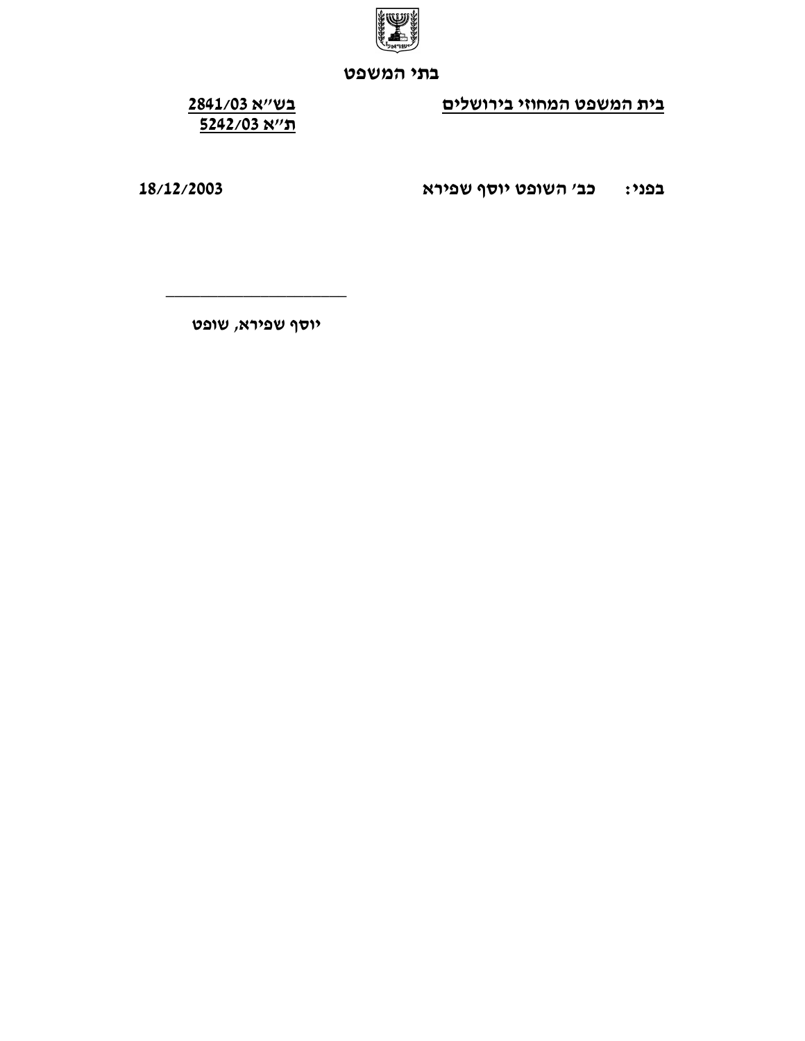**בתי המשפט**

**<u>בית המשפט המחוזי בירושלים</u>**

**<u>בש"א 2841/03</u>**
**<u>ת"א 5242/03</u>**

**בפני: כב' השופט יוסף שפירא**

**18/12/2003**

\_\_\_\_\_\_\_\_\_\_\_\_\_\_\_\_\_\_\_\_\_\_\_\_\_\_

**יוסף שפירא, שופט**